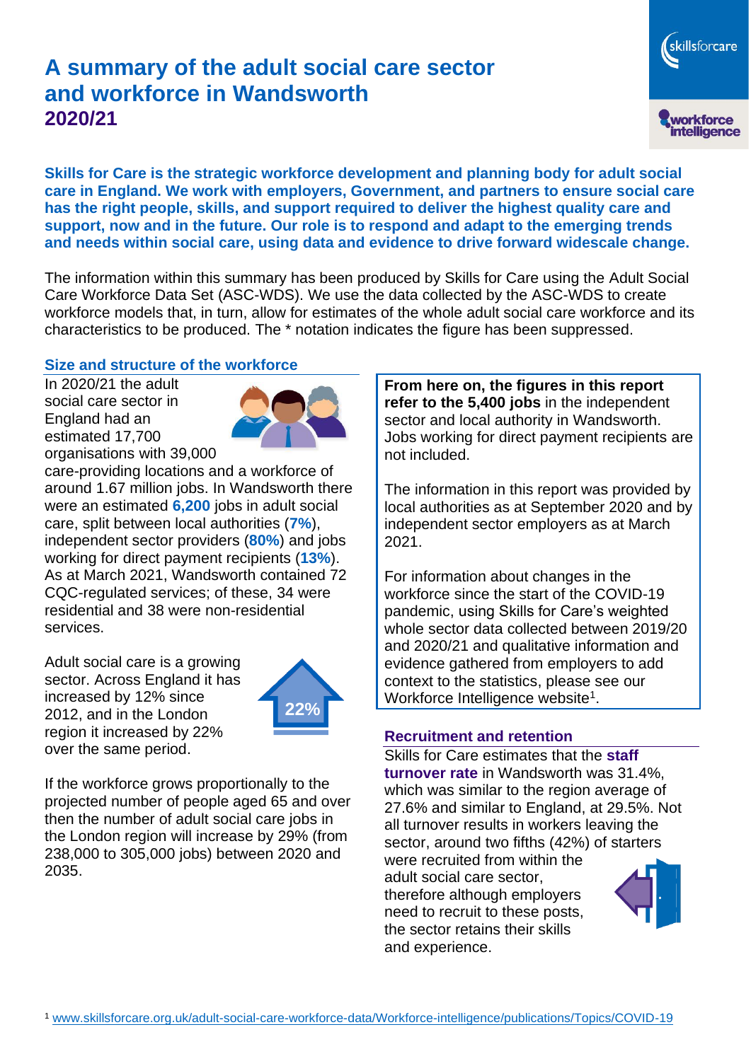# A summary of the adult social care sector and workforce in Wandsworth 2020/21

**Skills for Care is the strategic workforce development and planning body for adult social care in England. We work with employers, Government, and partners to ensure social care has the right people, skills, and support required to deliver the highest quality care and support, now and in the future. Our role is to respond and adapt to the emerging trends and needs within social care, using data and evidence to drive forward widescale change.**

The information within this summary has been produced by Skills for Care using the Adult Social Care Workforce Data Set (ASC-WDS). We use the data collected by the ASC-WDS to create workforce models that, in turn, allow for estimates of the whole adult social care workforce and its characteristics to be produced. The * notation indicates the figure has been suppressed.

## Size and structure of the workforce

In 2020/21 the adult social care sector in England had an estimated 17,700 organisations with 39,000 care-providing locations and a workforce of around 1.67 million jobs. In Wandsworth there were an estimated **6,200** jobs in adult social care, split between local authorities (**7%**), independent sector providers (**80%**) and jobs working for direct payment recipients (**13%**). As at March 2021, Wandsworth contained 72 CQC-regulated services; of these, 34 were residential and 38 were non-residential services.

Adult social care is a growing sector. Across England it has increased by 12% since 2012, and in the London region it increased by 22% over the same period.

22%

If the workforce grows proportionally to the projected number of people aged 65 and over then the number of adult social care jobs in the London region will increase by 29% (from 238,000 to 305,000 jobs) between 2020 and 2035.

**From here on, the figures in this report refer to the 5,400 jobs** in the independent sector and local authority in Wandsworth. Jobs working for direct payment recipients are not included.

The information in this report was provided by local authorities as at September 2020 and by independent sector employers as at March 2021.

For information about changes in the workforce since the start of the COVID-19 pandemic, using Skills for Care's weighted whole sector data collected between 2019/20 and 2020/21 and qualitative information and evidence gathered from employers to add context to the statistics, please see our Workforce Intelligence website[1].

## Recruitment and retention

Skills for Care estimates that the **staff turnover rate** in Wandsworth was 31.4%, which was similar to the region average of 27.6% and similar to England, at 29.5%. Not all turnover results in workers leaving the sector, around two fifths (42%) of starters were recruited from within the adult social care sector, therefore although employers need to recruit to these posts, the sector retains their skills and experience.

[1] www.skillsforcare.org.uk/adult-social-care-workforce-data/Workforce-intelligence/publications/Topics/COVID-19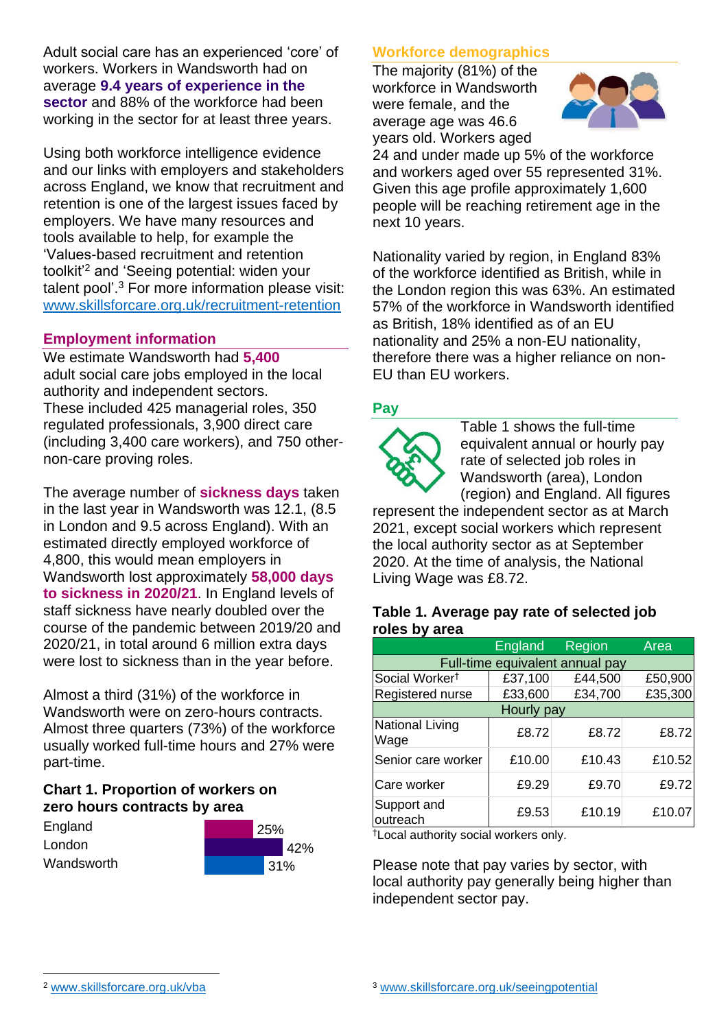Adult social care has an experienced 'core' of workers. Workers in Wandsworth had on average **9.4 years of experience in the sector** and 88% of the workforce had been working in the sector for at least three years.

Using both workforce intelligence evidence and our links with employers and stakeholders across England, we know that recruitment and retention is one of the largest issues faced by employers. We have many resources and tools available to help, for example the 'Values-based recruitment and retention toolkit'[2] and 'Seeing potential: widen your talent pool'.[3] For more information please visit: [www.skillsforcare.org.uk/recruitment-retention](www.skillsforcare.org.uk/recruitment-retention)

## Employment information

We estimate Wandsworth had **5,400** adult social care jobs employed in the local authority and independent sectors. These included 425 managerial roles, 350 regulated professionals, 3,900 direct care (including 3,400 care workers), and 750 other-non-care proving roles.

The average number of **sickness days** taken in the last year in Wandsworth was 12.1, (8.5 in London and 9.5 across England). With an estimated directly employed workforce of 4,800, this would mean employers in Wandsworth lost approximately **58,000 days to sickness in 2020/21**. In England levels of staff sickness have nearly doubled over the course of the pandemic between 2019/20 and 2020/21, in total around 6 million extra days were lost to sickness than in the year before.

Almost a third (31%) of the workforce in Wandsworth were on zero-hours contracts. Almost three quarters (73%) of the workforce usually worked full-time hours and 27% were part-time.

### Chart 1. Proportion of workers on zero hours contracts by area

| Area | Proportion |
|---|---|
| England | 25% |
| London | 42% |
| Wandsworth | 31% |

## Workforce demographics

The majority (81%) of the workforce in Wandsworth were female, and the average age was 46.6 years old. Workers aged 24 and under made up 5% of the workforce and workers aged over 55 represented 31%. Given this age profile approximately 1,600 people will be reaching retirement age in the next 10 years.

Nationality varied by region, in England 83% of the workforce identified as British, while in the London region this was 63%. An estimated 57% of the workforce in Wandsworth identified as British, 18% identified as of an EU nationality and 25% a non-EU nationality, therefore there was a higher reliance on non-EU than EU workers.

## Pay

Table 1 shows the full-time equivalent annual or hourly pay rate of selected job roles in Wandsworth (area), London (region) and England. All figures represent the independent sector as at March 2021, except social workers which represent the local authority sector as at September 2020. At the time of analysis, the National Living Wage was £8.72.

### Table 1. Average pay rate of selected job roles by area

| | England | Region | Area |
|---|---|---|---|
| **Full-time equivalent annual pay** | | | |
| Social Worker† | £37,100 | £44,500 | £50,900 |
| Registered nurse | £33,600 | £34,700 | £35,300 |
| **Hourly pay** | | | |
| National Living Wage | £8.72 | £8.72 | £8.72 |
| Senior care worker | £10.00 | £10.43 | £10.52 |
| Care worker | £9.29 | £9.70 | £9.72 |
| Support and outreach | £9.53 | £10.19 | £10.07 |

†Local authority social workers only.

Please note that pay varies by sector, with local authority pay generally being higher than independent sector pay.

[2] [www.skillsforcare.org.uk/vba](www.skillsforcare.org.uk/vba)

[3] [www.skillsforcare.org.uk/seeingpotential](www.skillsforcare.org.uk/seeingpotential)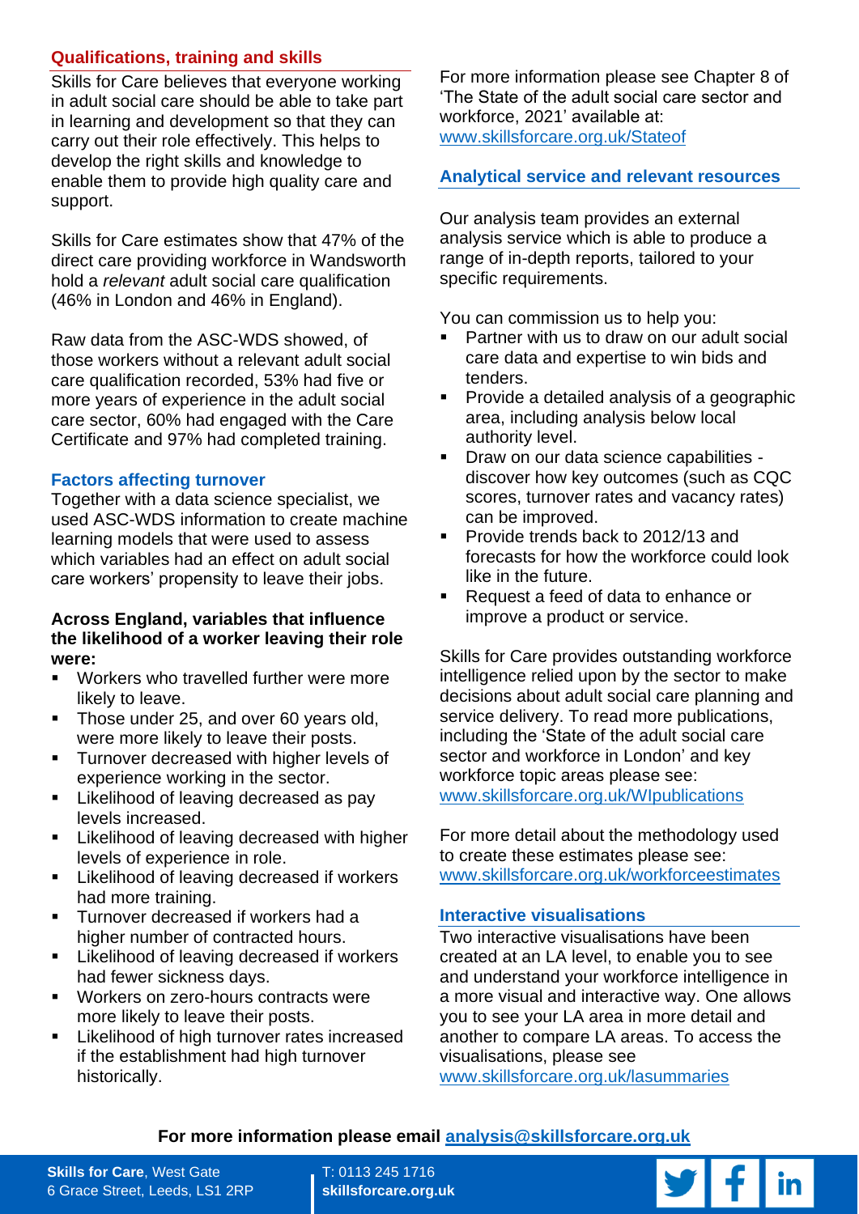## Qualifications, training and skills

Skills for Care believes that everyone working in adult social care should be able to take part in learning and development so that they can carry out their role effectively. This helps to develop the right skills and knowledge to enable them to provide high quality care and support.

Skills for Care estimates show that 47% of the direct care providing workforce in Wandsworth hold a *relevant* adult social care qualification (46% in London and 46% in England).

Raw data from the ASC-WDS showed, of those workers without a relevant adult social care qualification recorded, 53% had five or more years of experience in the adult social care sector, 60% had engaged with the Care Certificate and 97% had completed training.

### Factors affecting turnover

Together with a data science specialist, we used ASC-WDS information to create machine learning models that were used to assess which variables had an effect on adult social care workers' propensity to leave their jobs.

**Across England, variables that influence the likelihood of a worker leaving their role were:**

- Workers who travelled further were more likely to leave.
- Those under 25, and over 60 years old, were more likely to leave their posts.
- Turnover decreased with higher levels of experience working in the sector.
- Likelihood of leaving decreased as pay levels increased.
- Likelihood of leaving decreased with higher levels of experience in role.
- Likelihood of leaving decreased if workers had more training.
- Turnover decreased if workers had a higher number of contracted hours.
- Likelihood of leaving decreased if workers had fewer sickness days.
- Workers on zero-hours contracts were more likely to leave their posts.
- Likelihood of high turnover rates increased if the establishment had high turnover historically.

For more information please see Chapter 8 of 'The State of the adult social care sector and workforce, 2021' available at: www.skillsforcare.org.uk/Stateof

## Analytical service and relevant resources

Our analysis team provides an external analysis service which is able to produce a range of in-depth reports, tailored to your specific requirements.

You can commission us to help you:

- Partner with us to draw on our adult social care data and expertise to win bids and tenders.
- Provide a detailed analysis of a geographic area, including analysis below local authority level.
- Draw on our data science capabilities - discover how key outcomes (such as CQC scores, turnover rates and vacancy rates) can be improved.
- Provide trends back to 2012/13 and forecasts for how the workforce could look like in the future.
- Request a feed of data to enhance or improve a product or service.

Skills for Care provides outstanding workforce intelligence relied upon by the sector to make decisions about adult social care planning and service delivery. To read more publications, including the 'State of the adult social care sector and workforce in London' and key workforce topic areas please see: www.skillsforcare.org.uk/WIpublications

For more detail about the methodology used to create these estimates please see: www.skillsforcare.org.uk/workforceestimates

### Interactive visualisations

Two interactive visualisations have been created at an LA level, to enable you to see and understand your workforce intelligence in a more visual and interactive way. One allows you to see your LA area in more detail and another to compare LA areas. To access the visualisations, please see www.skillsforcare.org.uk/lasummaries

**For more information please email analysis@skillsforcare.org.uk**

**Skills for Care**, West Gate
6 Grace Street, Leeds, LS1 2RP

T: 0113 245 1716
**skillsforcare.org.uk**